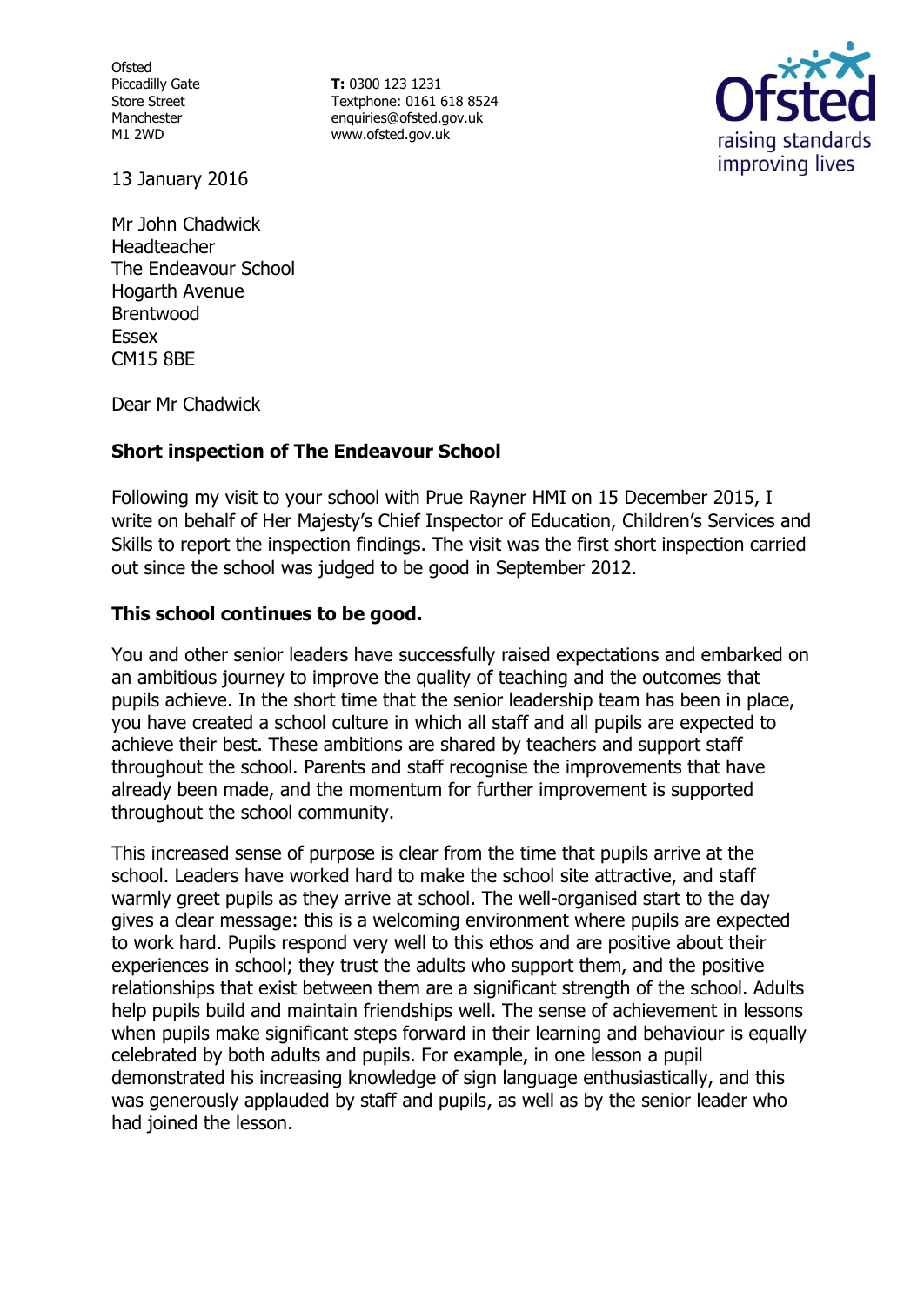Ofsted
Piccadilly Gate
Store Street
Manchester
M1 2WD

**T:** 0300 123 1231
Textphone: 0161 618 8524
enquiries@ofsted.gov.uk
www.ofsted.gov.uk

13 January 2016

Mr John Chadwick
Headteacher
The Endeavour School
Hogarth Avenue
Brentwood
Essex
CM15 8BE

Dear Mr Chadwick

**Short inspection of The Endeavour School**

Following my visit to your school with Prue Rayner HMI on 15 December 2015, I write on behalf of Her Majesty's Chief Inspector of Education, Children's Services and Skills to report the inspection findings. The visit was the first short inspection carried out since the school was judged to be good in September 2012.

**This school continues to be good.**

You and other senior leaders have successfully raised expectations and embarked on an ambitious journey to improve the quality of teaching and the outcomes that pupils achieve. In the short time that the senior leadership team has been in place, you have created a school culture in which all staff and all pupils are expected to achieve their best. These ambitions are shared by teachers and support staff throughout the school. Parents and staff recognise the improvements that have already been made, and the momentum for further improvement is supported throughout the school community.

This increased sense of purpose is clear from the time that pupils arrive at the school. Leaders have worked hard to make the school site attractive, and staff warmly greet pupils as they arrive at school. The well-organised start to the day gives a clear message: this is a welcoming environment where pupils are expected to work hard. Pupils respond very well to this ethos and are positive about their experiences in school; they trust the adults who support them, and the positive relationships that exist between them are a significant strength of the school. Adults help pupils build and maintain friendships well. The sense of achievement in lessons when pupils make significant steps forward in their learning and behaviour is equally celebrated by both adults and pupils. For example, in one lesson a pupil demonstrated his increasing knowledge of sign language enthusiastically, and this was generously applauded by staff and pupils, as well as by the senior leader who had joined the lesson.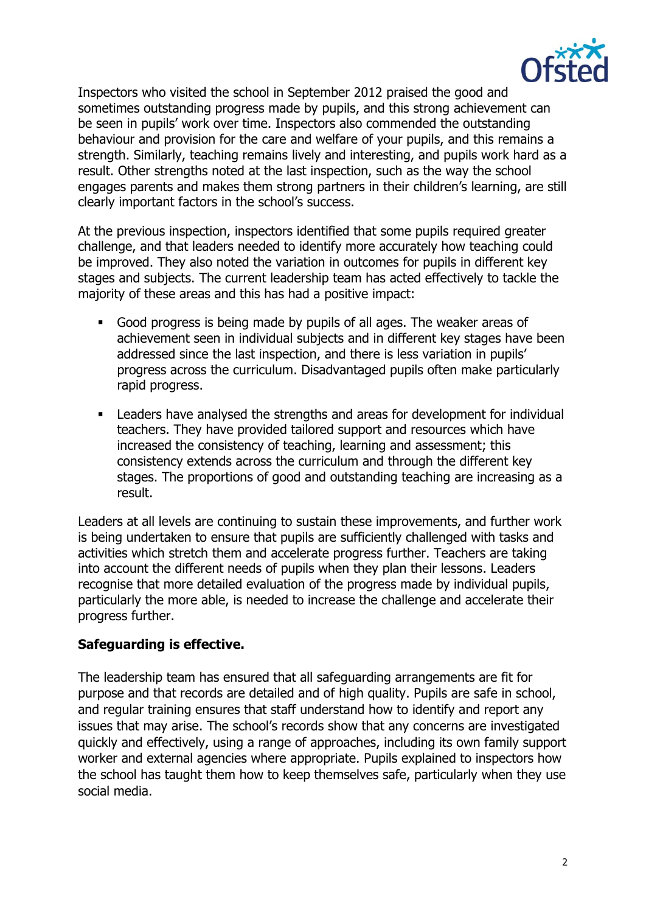Inspectors who visited the school in September 2012 praised the good and sometimes outstanding progress made by pupils, and this strong achievement can be seen in pupils' work over time. Inspectors also commended the outstanding behaviour and provision for the care and welfare of your pupils, and this remains a strength. Similarly, teaching remains lively and interesting, and pupils work hard as a result. Other strengths noted at the last inspection, such as the way the school engages parents and makes them strong partners in their children's learning, are still clearly important factors in the school's success.

At the previous inspection, inspectors identified that some pupils required greater challenge, and that leaders needed to identify more accurately how teaching could be improved. They also noted the variation in outcomes for pupils in different key stages and subjects. The current leadership team has acted effectively to tackle the majority of these areas and this has had a positive impact:

- Good progress is being made by pupils of all ages. The weaker areas of achievement seen in individual subjects and in different key stages have been addressed since the last inspection, and there is less variation in pupils' progress across the curriculum. Disadvantaged pupils often make particularly rapid progress.
- Leaders have analysed the strengths and areas for development for individual teachers. They have provided tailored support and resources which have increased the consistency of teaching, learning and assessment; this consistency extends across the curriculum and through the different key stages. The proportions of good and outstanding teaching are increasing as a result.

Leaders at all levels are continuing to sustain these improvements, and further work is being undertaken to ensure that pupils are sufficiently challenged with tasks and activities which stretch them and accelerate progress further. Teachers are taking into account the different needs of pupils when they plan their lessons. Leaders recognise that more detailed evaluation of the progress made by individual pupils, particularly the more able, is needed to increase the challenge and accelerate their progress further.

**Safeguarding is effective.**

The leadership team has ensured that all safeguarding arrangements are fit for purpose and that records are detailed and of high quality. Pupils are safe in school, and regular training ensures that staff understand how to identify and report any issues that may arise. The school's records show that any concerns are investigated quickly and effectively, using a range of approaches, including its own family support worker and external agencies where appropriate. Pupils explained to inspectors how the school has taught them how to keep themselves safe, particularly when they use social media.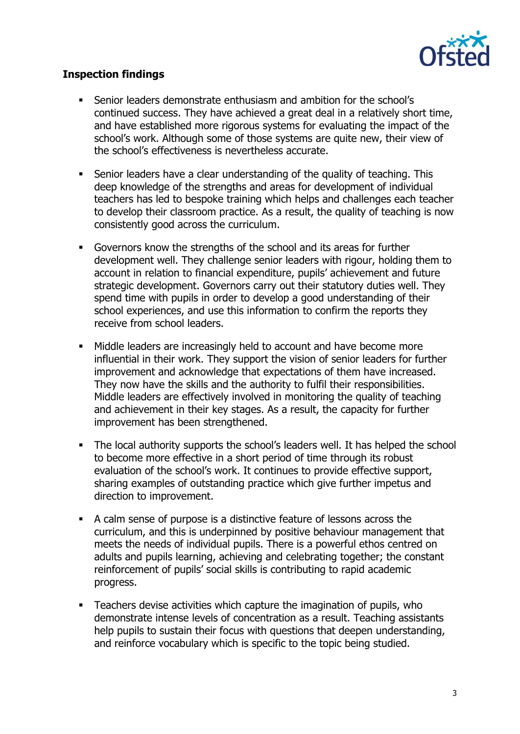## Inspection findings

- Senior leaders demonstrate enthusiasm and ambition for the school's continued success. They have achieved a great deal in a relatively short time, and have established more rigorous systems for evaluating the impact of the school's work. Although some of those systems are quite new, their view of the school's effectiveness is nevertheless accurate.

- Senior leaders have a clear understanding of the quality of teaching. This deep knowledge of the strengths and areas for development of individual teachers has led to bespoke training which helps and challenges each teacher to develop their classroom practice. As a result, the quality of teaching is now consistently good across the curriculum.

- Governors know the strengths of the school and its areas for further development well. They challenge senior leaders with rigour, holding them to account in relation to financial expenditure, pupils' achievement and future strategic development. Governors carry out their statutory duties well. They spend time with pupils in order to develop a good understanding of their school experiences, and use this information to confirm the reports they receive from school leaders.

- Middle leaders are increasingly held to account and have become more influential in their work. They support the vision of senior leaders for further improvement and acknowledge that expectations of them have increased. They now have the skills and the authority to fulfil their responsibilities. Middle leaders are effectively involved in monitoring the quality of teaching and achievement in their key stages. As a result, the capacity for further improvement has been strengthened.

- The local authority supports the school's leaders well. It has helped the school to become more effective in a short period of time through its robust evaluation of the school's work. It continues to provide effective support, sharing examples of outstanding practice which give further impetus and direction to improvement.

- A calm sense of purpose is a distinctive feature of lessons across the curriculum, and this is underpinned by positive behaviour management that meets the needs of individual pupils. There is a powerful ethos centred on adults and pupils learning, achieving and celebrating together; the constant reinforcement of pupils' social skills is contributing to rapid academic progress.

- Teachers devise activities which capture the imagination of pupils, who demonstrate intense levels of concentration as a result. Teaching assistants help pupils to sustain their focus with questions that deepen understanding, and reinforce vocabulary which is specific to the topic being studied.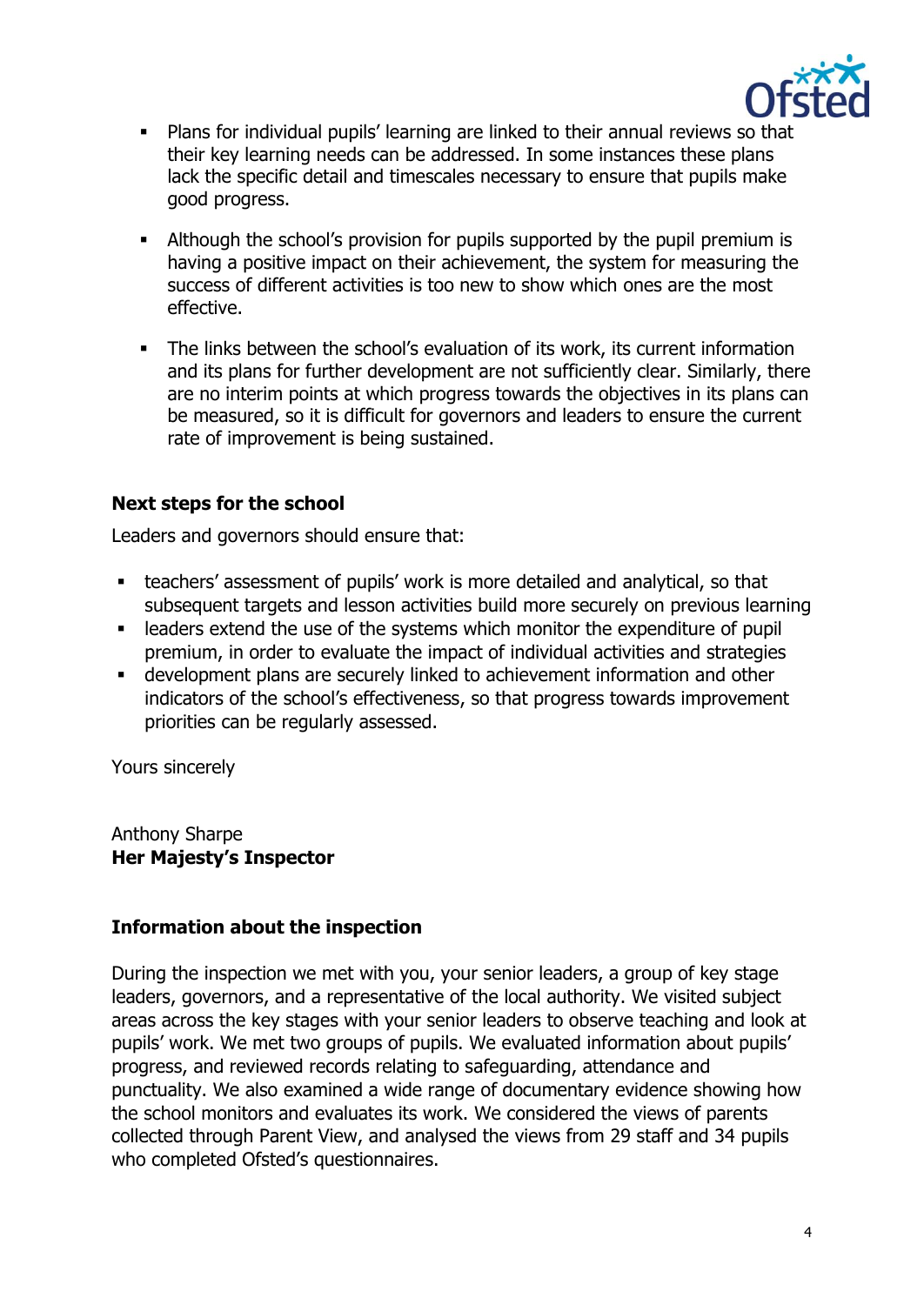- Plans for individual pupils' learning are linked to their annual reviews so that their key learning needs can be addressed. In some instances these plans lack the specific detail and timescales necessary to ensure that pupils make good progress.

- Although the school's provision for pupils supported by the pupil premium is having a positive impact on their achievement, the system for measuring the success of different activities is too new to show which ones are the most effective.

- The links between the school's evaluation of its work, its current information and its plans for further development are not sufficiently clear. Similarly, there are no interim points at which progress towards the objectives in its plans can be measured, so it is difficult for governors and leaders to ensure the current rate of improvement is being sustained.

## Next steps for the school

Leaders and governors should ensure that:

- teachers' assessment of pupils' work is more detailed and analytical, so that subsequent targets and lesson activities build more securely on previous learning
- leaders extend the use of the systems which monitor the expenditure of pupil premium, in order to evaluate the impact of individual activities and strategies
- development plans are securely linked to achievement information and other indicators of the school's effectiveness, so that progress towards improvement priorities can be regularly assessed.

Yours sincerely

Anthony Sharpe
**Her Majesty's Inspector**

## Information about the inspection

During the inspection we met with you, your senior leaders, a group of key stage leaders, governors, and a representative of the local authority. We visited subject areas across the key stages with your senior leaders to observe teaching and look at pupils' work. We met two groups of pupils. We evaluated information about pupils' progress, and reviewed records relating to safeguarding, attendance and punctuality. We also examined a wide range of documentary evidence showing how the school monitors and evaluates its work. We considered the views of parents collected through Parent View, and analysed the views from 29 staff and 34 pupils who completed Ofsted's questionnaires.